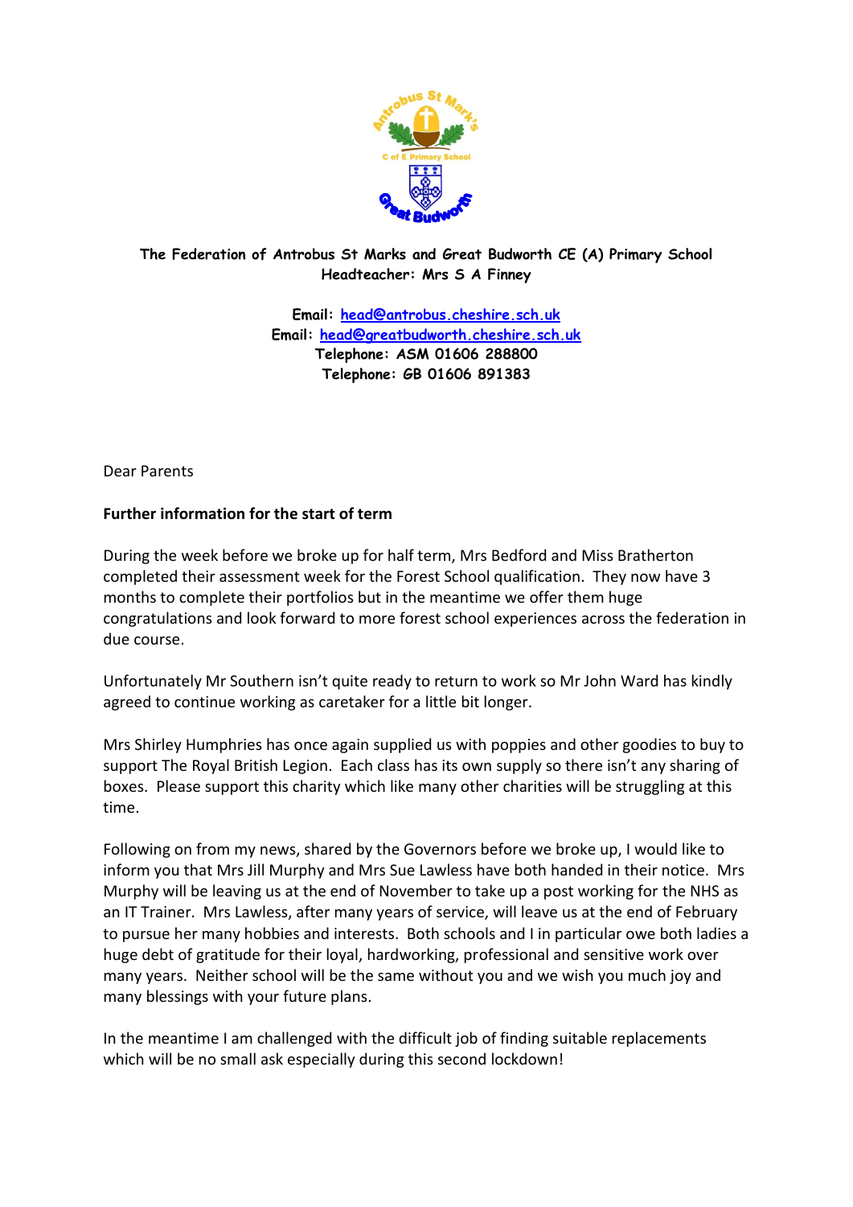**The Federation of Antrobus St Marks and Great Budworth CE (A) Primary School**
**Headteacher: Mrs S A Finney**

**Email: head@antrobus.cheshire.sch.uk**
**Email: head@greatbudworth.cheshire.sch.uk**
**Telephone: ASM 01606 288800**
**Telephone: GB 01606 891383**

Dear Parents

**Further information for the start of term**

During the week before we broke up for half term, Mrs Bedford and Miss Bratherton completed their assessment week for the Forest School qualification. They now have 3 months to complete their portfolios but in the meantime we offer them huge congratulations and look forward to more forest school experiences across the federation in due course.

Unfortunately Mr Southern isn't quite ready to return to work so Mr John Ward has kindly agreed to continue working as caretaker for a little bit longer.

Mrs Shirley Humphries has once again supplied us with poppies and other goodies to buy to support The Royal British Legion. Each class has its own supply so there isn't any sharing of boxes. Please support this charity which like many other charities will be struggling at this time.

Following on from my news, shared by the Governors before we broke up, I would like to inform you that Mrs Jill Murphy and Mrs Sue Lawless have both handed in their notice. Mrs Murphy will be leaving us at the end of November to take up a post working for the NHS as an IT Trainer. Mrs Lawless, after many years of service, will leave us at the end of February to pursue her many hobbies and interests. Both schools and I in particular owe both ladies a huge debt of gratitude for their loyal, hardworking, professional and sensitive work over many years. Neither school will be the same without you and we wish you much joy and many blessings with your future plans.

In the meantime I am challenged with the difficult job of finding suitable replacements which will be no small ask especially during this second lockdown!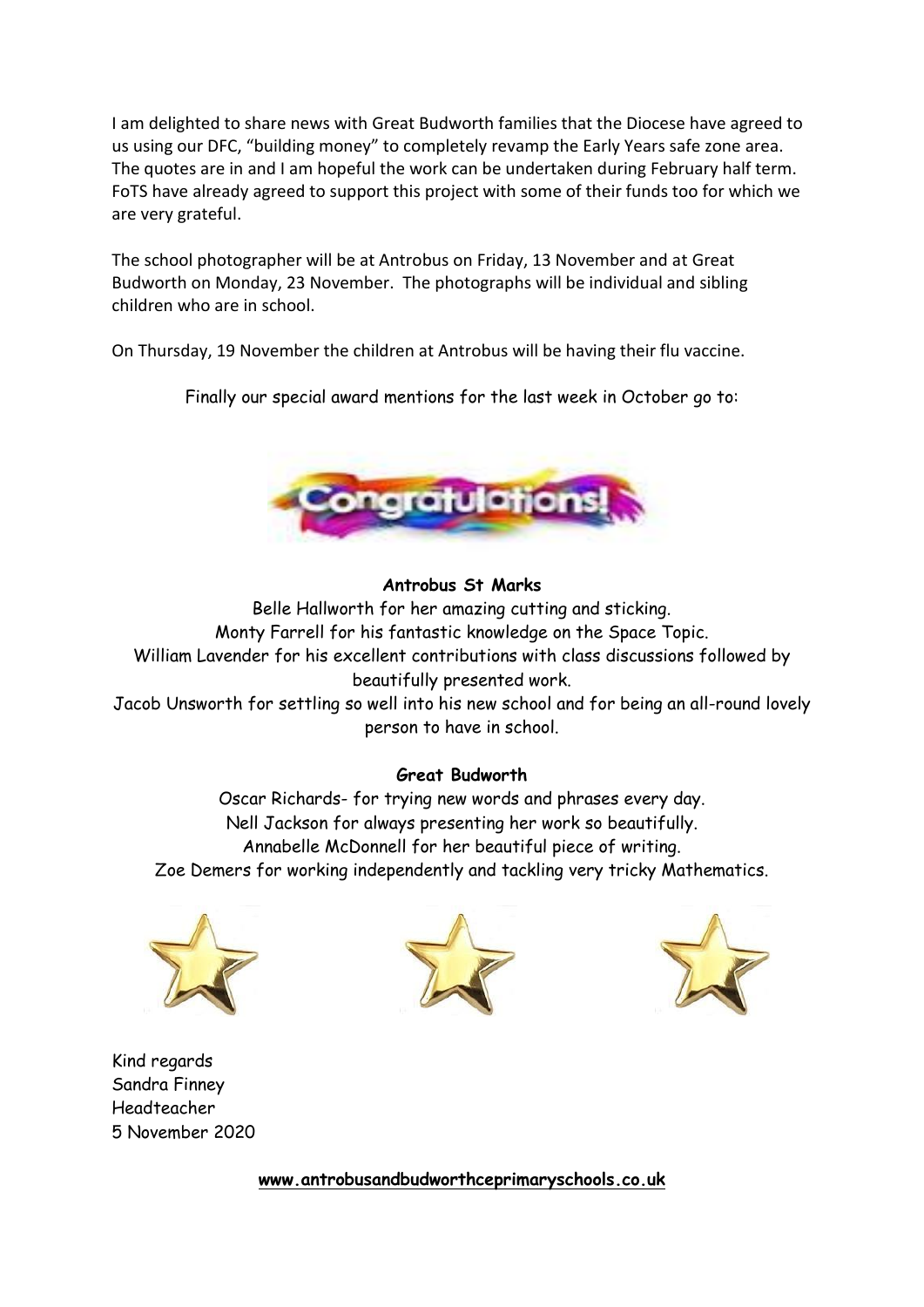I am delighted to share news with Great Budworth families that the Diocese have agreed to us using our DFC, "building money" to completely revamp the Early Years safe zone area. The quotes are in and I am hopeful the work can be undertaken during February half term. FoTS have already agreed to support this project with some of their funds too for which we are very grateful.

The school photographer will be at Antrobus on Friday, 13 November and at Great Budworth on Monday, 23 November. The photographs will be individual and sibling children who are in school.

On Thursday, 19 November the children at Antrobus will be having their flu vaccine.

Finally our special award mentions for the last week in October go to:

Congratulations!

**Antrobus St Marks**

Belle Hallworth for her amazing cutting and sticking.
Monty Farrell for his fantastic knowledge on the Space Topic.
William Lavender for his excellent contributions with class discussions followed by beautifully presented work.
Jacob Unsworth for settling so well into his new school and for being an all-round lovely person to have in school.

**Great Budworth**

Oscar Richards- for trying new words and phrases every day.
Nell Jackson for always presenting her work so beautifully.
Annabelle McDonnell for her beautiful piece of writing.
Zoe Demers for working independently and tackling very tricky Mathematics.

Kind regards
Sandra Finney
Headteacher
5 November 2020

**www.antrobusandbudworthceprimaryschools.co.uk**